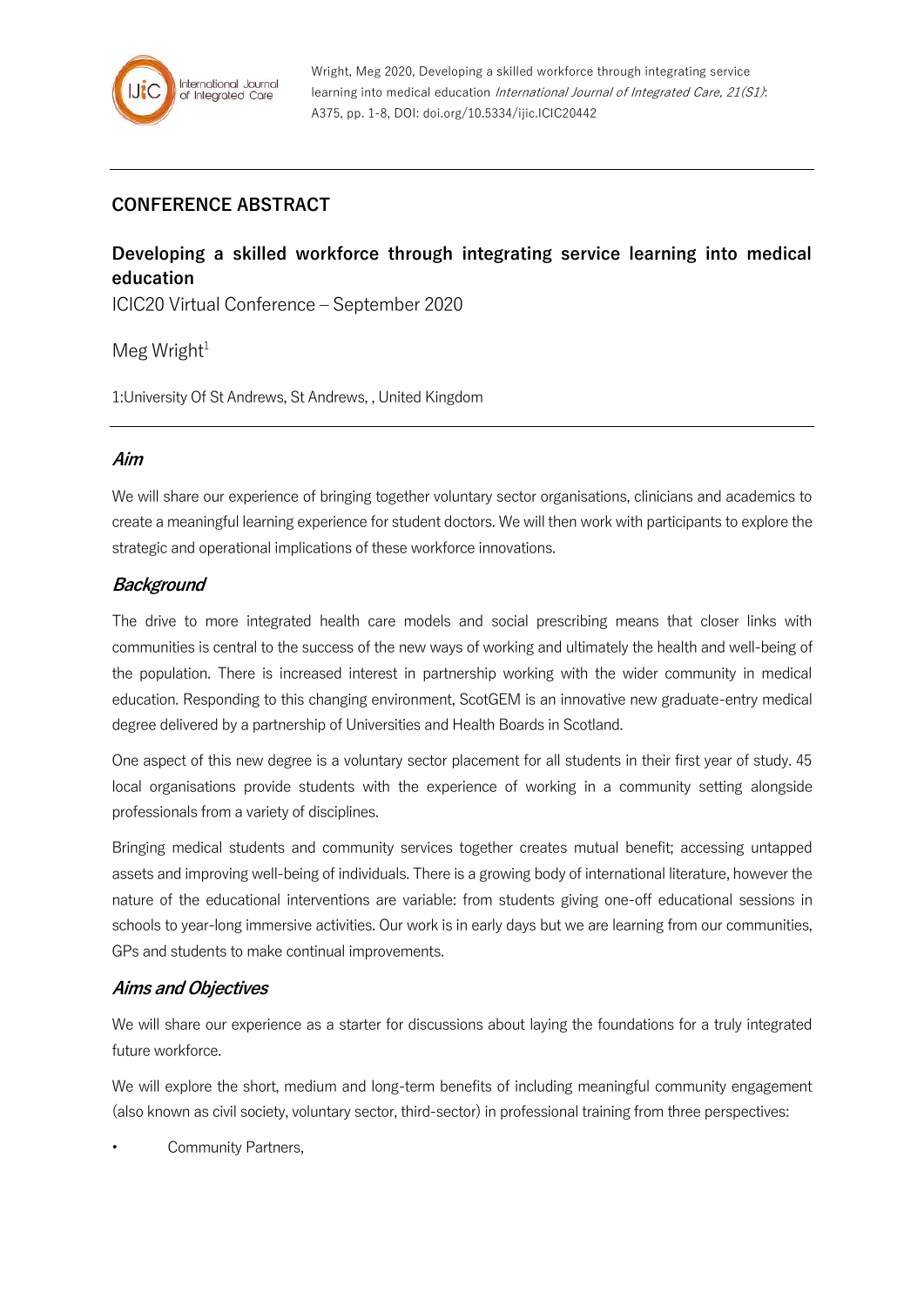Wright, Meg 2020, Developing a skilled workforce through integrating service learning into medical education *International Journal of Integrated Care, 21(S1)*: A375, pp. 1-8, DOI: doi.org/10.5334/ijic.ICIC20442

## CONFERENCE ABSTRACT

# Developing a skilled workforce through integrating service learning into medical education

ICIC20 Virtual Conference – September 2020

Meg Wright[1]

1:University Of St Andrews, St Andrews, , United Kingdom

### *Aim*

We will share our experience of bringing together voluntary sector organisations, clinicians and academics to create a meaningful learning experience for student doctors. We will then work with participants to explore the strategic and operational implications of these workforce innovations.

### *Background*

The drive to more integrated health care models and social prescribing means that closer links with communities is central to the success of the new ways of working and ultimately the health and well-being of the population. There is increased interest in partnership working with the wider community in medical education. Responding to this changing environment, ScotGEM is an innovative new graduate-entry medical degree delivered by a partnership of Universities and Health Boards in Scotland.

One aspect of this new degree is a voluntary sector placement for all students in their first year of study. 45 local organisations provide students with the experience of working in a community setting alongside professionals from a variety of disciplines.

Bringing medical students and community services together creates mutual benefit; accessing untapped assets and improving well-being of individuals. There is a growing body of international literature, however the nature of the educational interventions are variable: from students giving one-off educational sessions in schools to year-long immersive activities. Our work is in early days but we are learning from our communities, GPs and students to make continual improvements.

### *Aims and Objectives*

We will share our experience as a starter for discussions about laying the foundations for a truly integrated future workforce.

We will explore the short, medium and long-term benefits of including meaningful community engagement (also known as civil society, voluntary sector, third-sector) in professional training from three perspectives:

- Community Partners,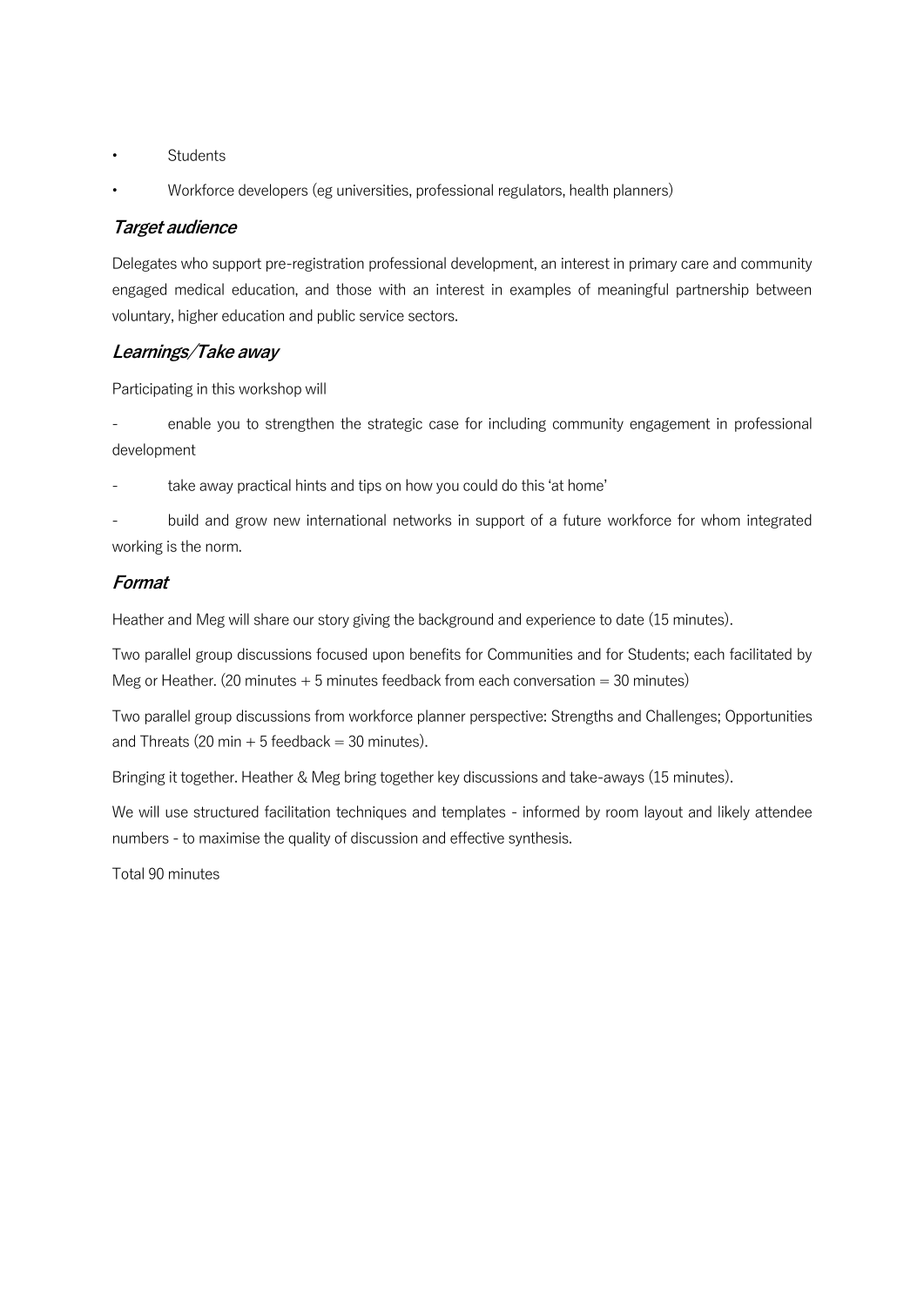- Students
- Workforce developers (eg universities, professional regulators, health planners)

### *Target audience*

Delegates who support pre-registration professional development, an interest in primary care and community engaged medical education, and those with an interest in examples of meaningful partnership between voluntary, higher education and public service sectors.

### *Learnings/Take away*

Participating in this workshop will

- enable you to strengthen the strategic case for including community engagement in professional development
- take away practical hints and tips on how you could do this 'at home'
- build and grow new international networks in support of a future workforce for whom integrated working is the norm.

### *Format*

Heather and Meg will share our story giving the background and experience to date (15 minutes).

Two parallel group discussions focused upon benefits for Communities and for Students; each facilitated by Meg or Heather. (20 minutes + 5 minutes feedback from each conversation = 30 minutes)

Two parallel group discussions from workforce planner perspective: Strengths and Challenges; Opportunities and Threats (20 min + 5 feedback = 30 minutes).

Bringing it together. Heather & Meg bring together key discussions and take-aways (15 minutes).

We will use structured facilitation techniques and templates - informed by room layout and likely attendee numbers - to maximise the quality of discussion and effective synthesis.

Total 90 minutes